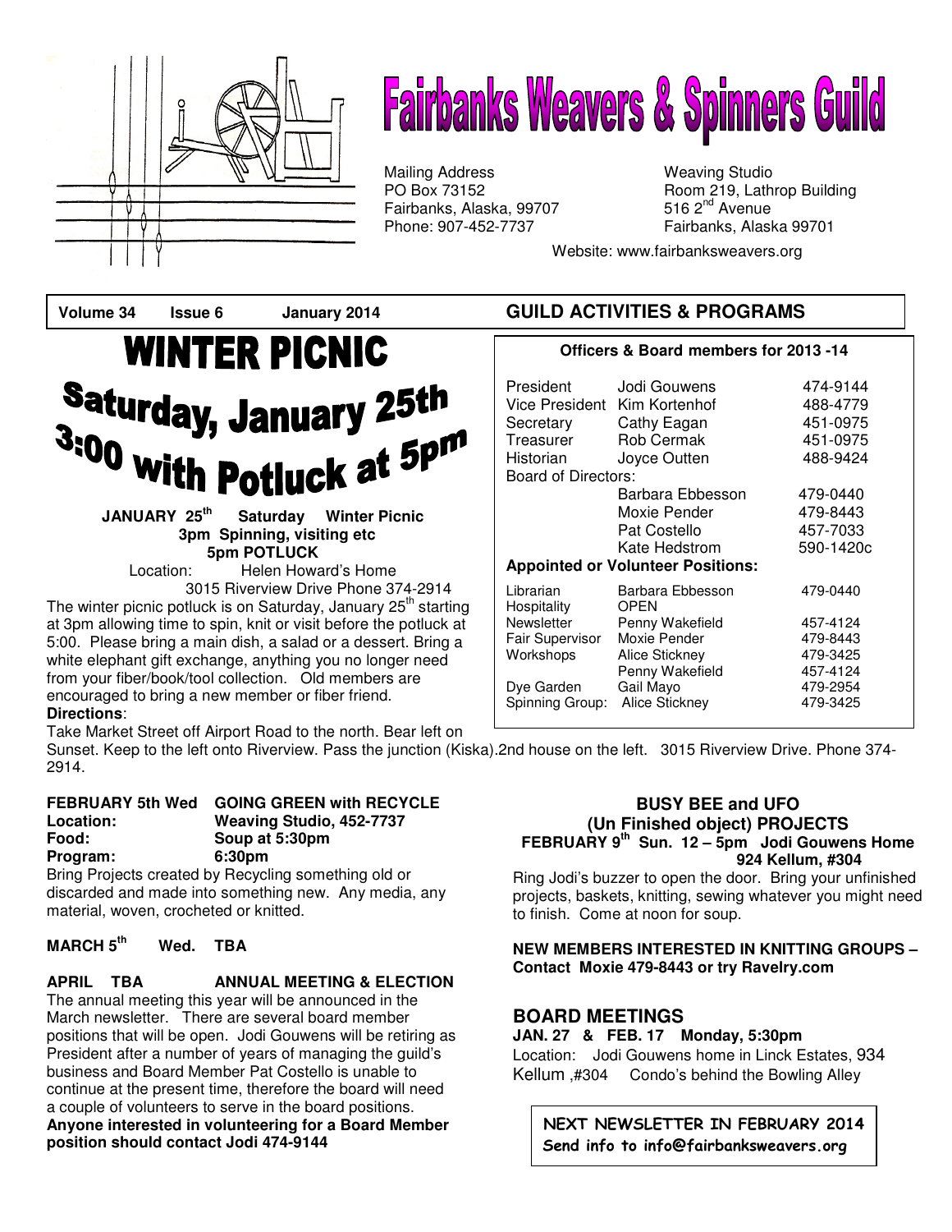# Fairbanks Weavers & Spinners Guild

Mailing Address
PO Box 73152
Fairbanks, Alaska, 99707
Phone: 907-452-7737

Weaving Studio
Room 219, Lathrop Building
516 2nd Avenue
Fairbanks, Alaska 99701

Website: www.fairbanksweavers.org

**Volume 34 Issue 6 January 2014**

# WINTER PICNIC

## Saturday, January 25th 3:00 with Potluck at 5pm

**JANUARY 25th Saturday Winter Picnic**
**3pm Spinning, visiting etc**
**5pm POTLUCK**

Location: Helen Howard's Home
3015 Riverview Drive Phone 374-2914

The winter picnic potluck is on Saturday, January 25th starting at 3pm allowing time to spin, knit or visit before the potluck at 5:00. Please bring a main dish, a salad or a dessert. Bring a white elephant gift exchange, anything you no longer need from your fiber/book/tool collection. Old members are encouraged to bring a new member or fiber friend.

**Directions**:
Take Market Street off Airport Road to the north. Bear left on Sunset. Keep to the left onto Riverview. Pass the junction (Kiska).2nd house on the left. 3015 Riverview Drive. Phone 374-2914.

## GUILD ACTIVITIES & PROGRAMS

**Officers & Board members for 2013 -14**

| | | |
|---|---|---|
| President | Jodi Gouwens | 474-9144 |
| Vice President | Kim Kortenhof | 488-4779 |
| Secretary | Cathy Eagan | 451-0975 |
| Treasurer | Rob Cermak | 451-0975 |
| Historian | Joyce Outten | 488-9424 |
| Board of Directors: | | |
| | Barbara Ebbesson | 479-0440 |
| | Moxie Pender | 479-8443 |
| | Pat Costello | 457-7033 |
| | Kate Hedstrom | 590-1420c |

**Appointed or Volunteer Positions:**

| | | |
|---|---|---|
| Librarian | Barbara Ebbesson | 479-0440 |
| Hospitality | OPEN | |
| Newsletter | Penny Wakefield | 457-4124 |
| Fair Supervisor | Moxie Pender | 479-8443 |
| Workshops | Alice Stickney | 479-3425 |
| | Penny Wakefield | 457-4124 |
| Dye Garden | Gail Mayo | 479-2954 |
| Spinning Group: | Alice Stickney | 479-3425 |

**FEBRUARY 5th Wed GOING GREEN with RECYCLE**
**Location: Weaving Studio, 452-7737**
**Food: Soup at 5:30pm**
**Program: 6:30pm**

Bring Projects created by Recycling something old or discarded and made into something new. Any media, any material, woven, crocheted or knitted.

**MARCH 5th Wed. TBA**

**APRIL TBA ANNUAL MEETING & ELECTION**

The annual meeting this year will be announced in the March newsletter. There are several board member positions that will be open. Jodi Gouwens will be retiring as President after a number of years of managing the guild's business and Board Member Pat Costello is unable to continue at the present time, therefore the board will need a couple of volunteers to serve in the board positions.

**Anyone interested in volunteering for a Board Member position should contact Jodi 474-9144**

**BUSY BEE and UFO (Un Finished object) PROJECTS**
**FEBRUARY 9th Sun. 12 – 5pm Jodi Gouwens Home 924 Kellum, #304**

Ring Jodi's buzzer to open the door. Bring your unfinished projects, baskets, knitting, sewing whatever you might need to finish. Come at noon for soup.

**NEW MEMBERS INTERESTED IN KNITTING GROUPS – Contact Moxie 479-8443 or try Ravelry.com**

## BOARD MEETINGS

**JAN. 27 & FEB. 17 Monday, 5:30pm**
Location: Jodi Gouwens home in Linck Estates, 934 Kellum ,#304 Condo's behind the Bowling Alley

**NEXT NEWSLETTER IN FEBRUARY 2014**
**Send info to info@fairbanksweavers.org**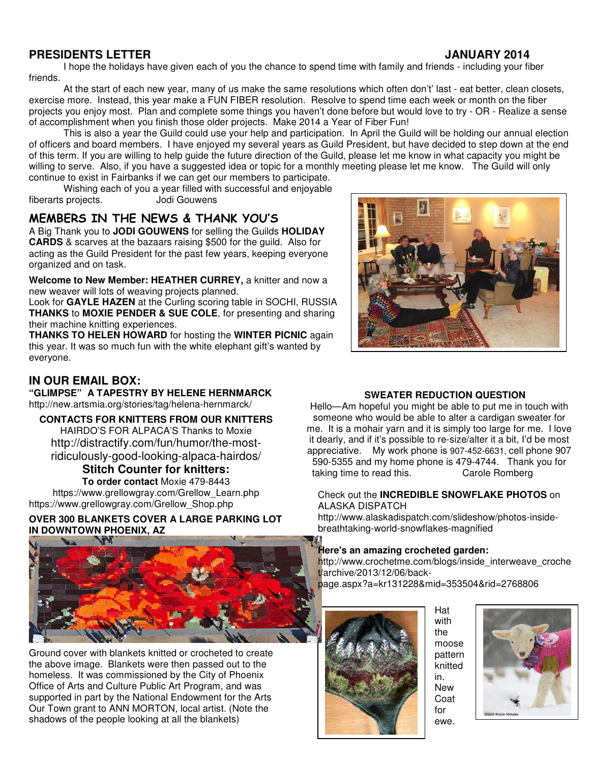## PRESIDENTS LETTER

**JANUARY 2014**

I hope the holidays have given each of you the chance to spend time with family and friends - including your fiber friends.

At the start of each new year, many of us make the same resolutions which often don't' last - eat better, clean closets, exercise more. Instead, this year make a FUN FIBER resolution. Resolve to spend time each week or month on the fiber projects you enjoy most. Plan and complete some things you haven't done before but would love to try - OR - Realize a sense of accomplishment when you finish those older projects. Make 2014 a Year of Fiber Fun!

This is also a year the Guild could use your help and participation. In April the Guild will be holding our annual election of officers and board members. I have enjoyed my several years as Guild President, but have decided to step down at the end of this term. If you are willing to help guide the future direction of the Guild, please let me know in what capacity you might be willing to serve. Also, if you have a suggested idea or topic for a monthly meeting please let me know. The Guild will only continue to exist in Fairbanks if we can get our members to participate.

Wishing each of you a year filled with successful and enjoyable fiberarts projects. Jodi Gouwens

## MEMBERS IN THE NEWS & THANK YOU'S

A Big Thank you to **JODI GOUWENS** for selling the Guilds **HOLIDAY CARDS** & scarves at the bazaars raising $500 for the guild. Also for acting as the Guild President for the past few years, keeping everyone organized and on task.

**Welcome to New Member: HEATHER CURREY,** a knitter and now a new weaver will lots of weaving projects planned.

Look for **GAYLE HAZEN** at the Curling scoring table in SOCHI, RUSSIA

**THANKS** to **MOXIE PENDER & SUE COLE**, for presenting and sharing their machine knitting experiences.

**THANKS TO HELEN HOWARD** for hosting the **WINTER PICNIC** again this year. It was so much fun with the white elephant gift's wanted by everyone.

## IN OUR EMAIL BOX:

**"GLIMPSE" A TAPESTRY BY HELENE HERNMARCK**
http://new.artsmia.org/stories/tag/helena-hernmarck/

**CONTACTS FOR KNITTERS FROM OUR KNITTERS**

HAIRDO'S FOR ALPACA'S Thanks to Moxie
http://distractify.com/fun/humor/the-most-ridiculously-good-looking-alpaca-hairdos/

**Stitch Counter for knitters:**

**To order contact** Moxie 479-8443
https://www.grellowgray.com/Grellow_Learn.php
https://www.grellowgray.com/Grellow_Shop.php

**OVER 300 BLANKETS COVER A LARGE PARKING LOT IN DOWNTOWN PHOENIX, AZ**

Ground cover with blankets knitted or crocheted to create the above image. Blankets were then passed out to the homeless. It was commissioned by the City of Phoenix Office of Arts and Culture Public Art Program, and was supported in part by the National Endowment for the Arts Our Town grant to ANN MORTON, local artist. (Note the shadows of the people looking at all the blankets)

**SWEATER REDUCTION QUESTION**

Hello—Am hopeful you might be able to put me in touch with someone who would be able to alter a cardigan sweater for me. It is a mohair yarn and it is simply too large for me. I love it dearly, and if it's possible to re-size/alter it a bit, I'd be most appreciative. My work phone is 907-452-6631, cell phone 907 590-5355 and my home phone is 479-4744. Thank you for taking time to read this. Carole Romberg

Check out the **INCREDIBLE SNOWFLAKE PHOTOS** on ALASKA DISPATCH
http://www.alaskadispatch.com/slideshow/photos-inside-breathtaking-world-snowflakes-magnified

**Here's an amazing crocheted garden:**
http://www.crochetme.com/blogs/inside_interweave_crochet/archive/2013/12/06/back-page.aspx?a=kr131228&mid=353504&rid=2768806

Hat with the moose pattern knitted in.

New Coat for ewe.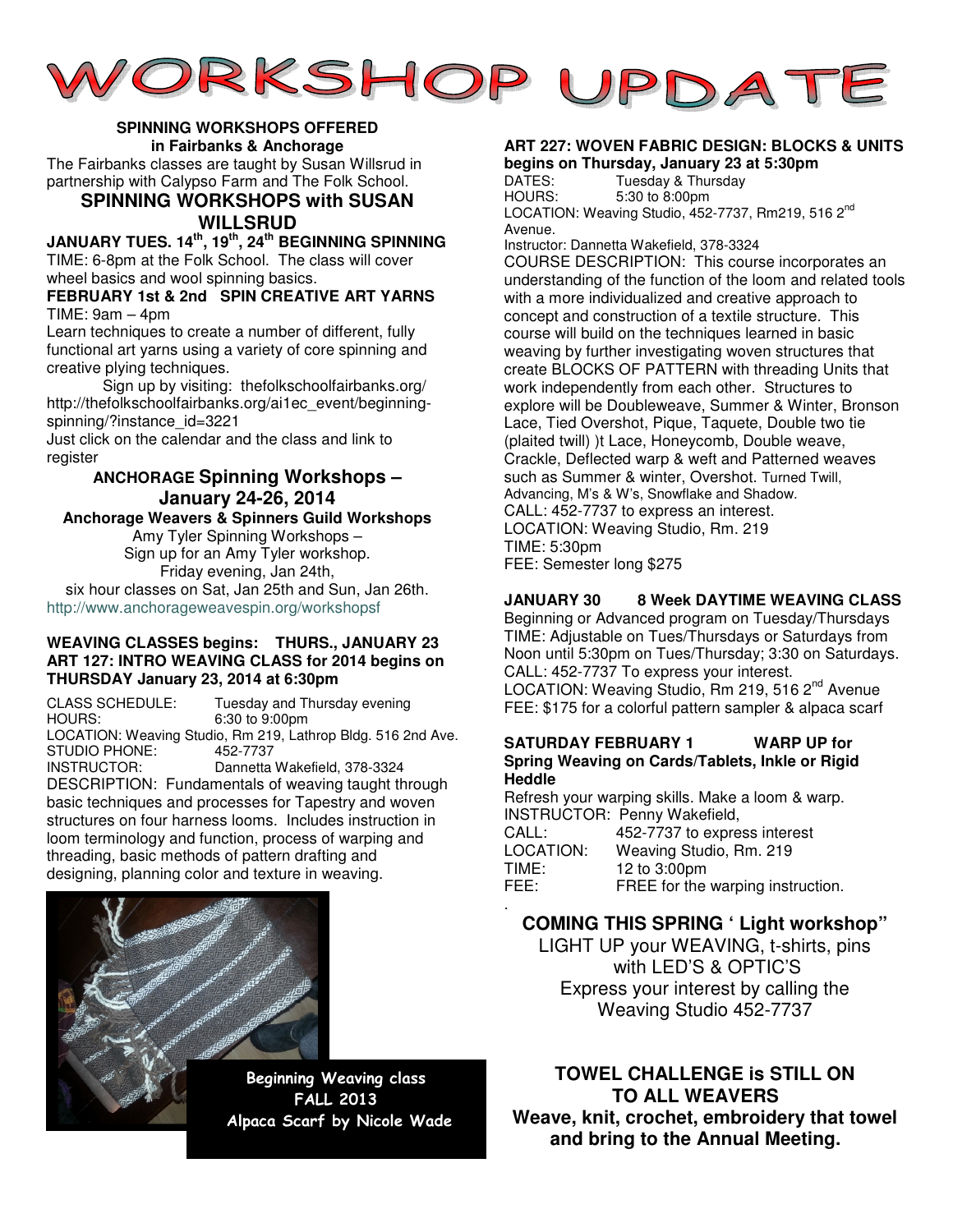# WORKSHOP UPDATE

**SPINNING WORKSHOPS OFFERED in Fairbanks & Anchorage**

The Fairbanks classes are taught by Susan Willsrud in partnership with Calypso Farm and The Folk School.

## SPINNING WORKSHOPS with SUSAN WILLSRUD

**JANUARY TUES. 14th, 19th, 24th BEGINNING SPINNING**

TIME: 6-8pm at the Folk School. The class will cover wheel basics and wool spinning basics.

**FEBRUARY 1st & 2nd SPIN CREATIVE ART YARNS**

TIME: 9am – 4pm

Learn techniques to create a number of different, fully functional art yarns using a variety of core spinning and creative plying techniques.

Sign up by visiting: thefolkschoolfairbanks.org/ http://thefolkschoolfairbanks.org/ai1ec_event/beginning-spinning/?instance_id=3221

Just click on the calendar and the class and link to register

## ANCHORAGE Spinning Workshops – January 24-26, 2014

**Anchorage Weavers & Spinners Guild Workshops**

Amy Tyler Spinning Workshops –
Sign up for an Amy Tyler workshop.
Friday evening, Jan 24th,
six hour classes on Sat, Jan 25th and Sun, Jan 26th.
http://www.anchorageweavespin.org/workshopsf

**WEAVING CLASSES begins: THURS., JANUARY 23**
**ART 127: INTRO WEAVING CLASS for 2014 begins on THURSDAY January 23, 2014 at 6:30pm**

CLASS SCHEDULE: Tuesday and Thursday evening
HOURS: 6:30 to 9:00pm
LOCATION: Weaving Studio, Rm 219, Lathrop Bldg. 516 2nd Ave.
STUDIO PHONE: 452-7737
INSTRUCTOR: Dannetta Wakefield, 378-3324

DESCRIPTION: Fundamentals of weaving taught through basic techniques and processes for Tapestry and woven structures on four harness looms. Includes instruction in loom terminology and function, process of warping and threading, basic methods of pattern drafting and designing, planning color and texture in weaving.

Beginning Weaving class
FALL 2013
Alpaca Scarf by Nicole Wade

**ART 227: WOVEN FABRIC DESIGN: BLOCKS & UNITS begins on Thursday, January 23 at 5:30pm**

DATES: Tuesday & Thursday
HOURS: 5:30 to 8:00pm
LOCATION: Weaving Studio, 452-7737, Rm219, 516 2nd Avenue.
Instructor: Dannetta Wakefield, 378-3324

COURSE DESCRIPTION: This course incorporates an understanding of the function of the loom and related tools with a more individualized and creative approach to concept and construction of a textile structure. This course will build on the techniques learned in basic weaving by further investigating woven structures that create BLOCKS OF PATTERN with threading Units that work independently from each other. Structures to explore will be Doubleweave, Summer & Winter, Bronson Lace, Tied Overshot, Pique, Taquete, Double two tie (plaited twill) )t Lace, Honeycomb, Double weave, Crackle, Deflected warp & weft and Patterned weaves such as Summer & winter, Overshot. Turned Twill, Advancing, M's & W's, Snowflake and Shadow.

CALL: 452-7737 to express an interest.
LOCATION: Weaving Studio, Rm. 219
TIME: 5:30pm
FEE: Semester long $275

**JANUARY 30 8 Week DAYTIME WEAVING CLASS**

Beginning or Advanced program on Tuesday/Thursdays
TIME: Adjustable on Tues/Thursdays or Saturdays from Noon until 5:30pm on Tues/Thursday; 3:30 on Saturdays.
CALL: 452-7737 To express your interest.
LOCATION: Weaving Studio, Rm 219, 516 2nd Avenue
FEE: $175 for a colorful pattern sampler & alpaca scarf

**SATURDAY FEBRUARY 1 WARP UP for Spring Weaving on Cards/Tablets, Inkle or Rigid Heddle**

Refresh your warping skills. Make a loom & warp.
INSTRUCTOR: Penny Wakefield,
CALL: 452-7737 to express interest
LOCATION: Weaving Studio, Rm. 219
TIME: 12 to 3:00pm
FEE: FREE for the warping instruction.

## COMING THIS SPRING ' Light workshop"

LIGHT UP your WEAVING, t-shirts, pins with LED'S & OPTIC'S
Express your interest by calling the Weaving Studio 452-7737

## TOWEL CHALLENGE is STILL ON TO ALL WEAVERS

**Weave, knit, crochet, embroidery that towel and bring to the Annual Meeting.**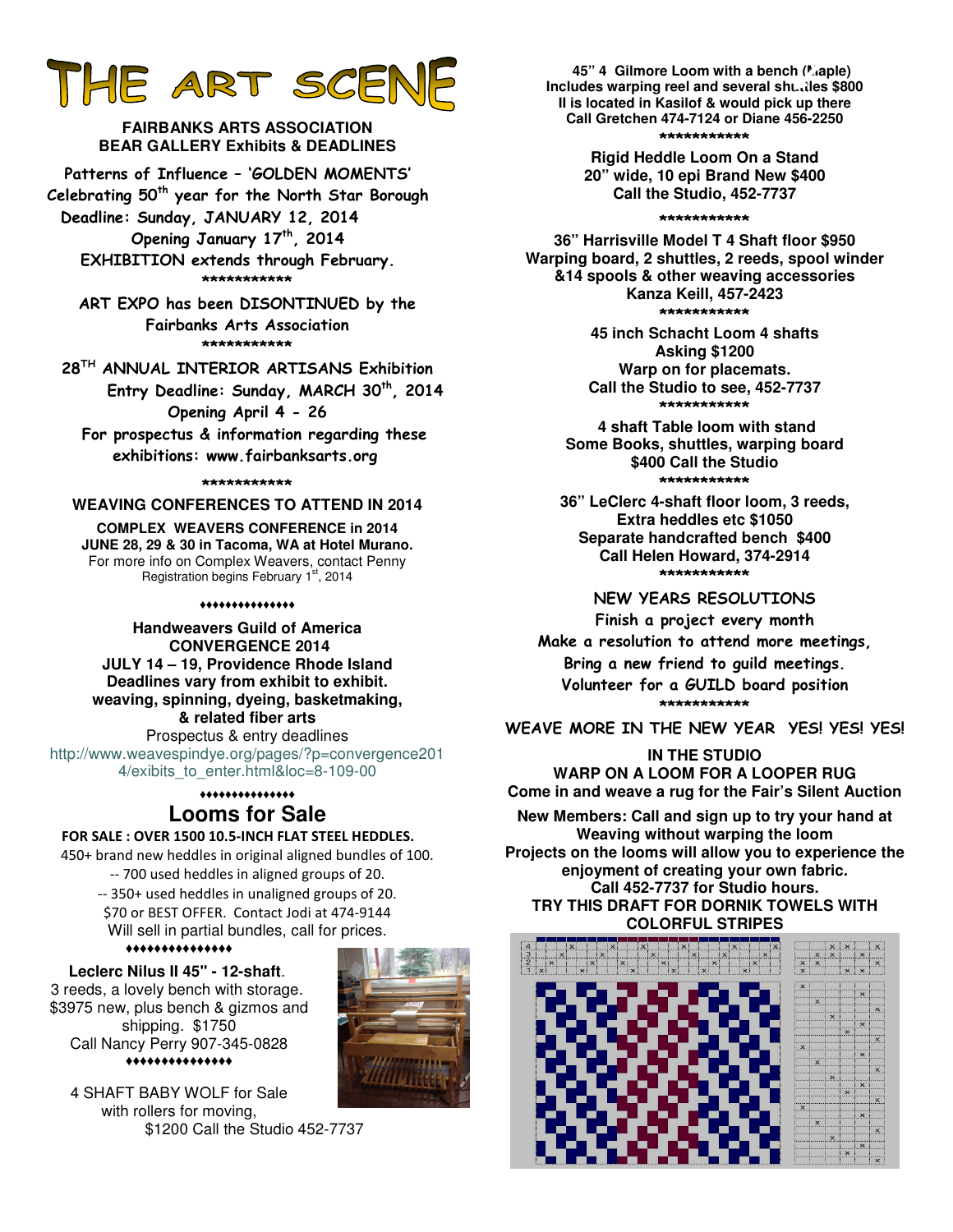# THE ART SCENE

**FAIRBANKS ARTS ASSOCIATION**
**BEAR GALLERY Exhibits & DEADLINES**

Patterns of Influence – 'GOLDEN MOMENTS'
Celebrating 50th year for the North Star Borough
Deadline: Sunday, JANUARY 12, 2014
Opening January 17th, 2014
EXHIBITION extends through February.

\*\*\*\*\*\*\*\*\*\*\*\*

ART EXPO has been DISONTINUED by the Fairbanks Arts Association

\*\*\*\*\*\*\*\*\*\*\*\*

28TH ANNUAL INTERIOR ARTISANS Exhibition
Entry Deadline: Sunday, MARCH 30th, 2014
Opening April 4 - 26
For prospectus & information regarding these exhibitions: www.fairbanksarts.org

\*\*\*\*\*\*\*\*\*\*\*\*

## WEAVING CONFERENCES TO ATTEND IN 2014

**COMPLEX WEAVERS CONFERENCE in 2014**
**JUNE 28, 29 & 30 in Tacoma, WA at Hotel Murano.**
For more info on Complex Weavers, contact Penny
Registration begins February 1st, 2014

♦♦♦♦♦♦♦♦♦♦♦♦♦♦♦

**Handweavers Guild of America**
**CONVERGENCE 2014**
**JULY 14 – 19, Providence Rhode Island**
**Deadlines vary from exhibit to exhibit.**
**weaving, spinning, dyeing, basketmaking, & related fiber arts**
Prospectus & entry deadlines
http://www.weavespindye.org/pages/?p=convergence2014/exibits_to_enter.html&loc=8-109-00

♦♦♦♦♦♦♦♦♦♦♦♦♦♦♦

## Looms for Sale

**FOR SALE : OVER 1500 10.5-INCH FLAT STEEL HEDDLES.**
450+ brand new heddles in original aligned bundles of 100.
-- 700 used heddles in aligned groups of 20.
-- 350+ used heddles in unaligned groups of 20.
$70 or BEST OFFER. Contact Jodi at 474-9144
Will sell in partial bundles, call for prices.

♦♦♦♦♦♦♦♦♦♦♦♦♦♦♦

**Leclerc Nilus II 45" - 12-shaft**.
3 reeds, a lovely bench with storage.
$3975 new, plus bench & gizmos and shipping. $1750
Call Nancy Perry 907-345-0828

♦♦♦♦♦♦♦♦♦♦♦♦♦♦♦

4 SHAFT BABY WOLF for Sale
with rollers for moving,
$1200 Call the Studio 452-7737

**45" 4 Gilmore Loom with a bench (Maple)**
**Includes warping reel and several shuttles $800**
**It is located in Kasilof & would pick up there**
**Call Gretchen 474-7124 or Diane 456-2250**

\*\*\*\*\*\*\*\*\*\*\*\*

**Rigid Heddle Loom On a Stand**
**20" wide, 10 epi Brand New $400**
**Call the Studio, 452-7737**

\*\*\*\*\*\*\*\*\*\*\*\*

**36" Harrisville Model T 4 Shaft floor $950**
**Warping board, 2 shuttles, 2 reeds, spool winder &14 spools & other weaving accessories**
**Kanza Keill, 457-2423**

\*\*\*\*\*\*\*\*\*\*\*\*

**45 inch Schacht Loom 4 shafts**
**Asking $1200**
**Warp on for placemats.**
**Call the Studio to see, 452-7737**

\*\*\*\*\*\*\*\*\*\*\*\*

**4 shaft Table loom with stand**
**Some Books, shuttles, warping board**
**$400 Call the Studio**

\*\*\*\*\*\*\*\*\*\*\*\*

**36" LeClerc 4-shaft floor loom, 3 reeds,**
**Extra heddles etc $1050**
**Separate handcrafted bench $400**
**Call Helen Howard, 374-2914**

\*\*\*\*\*\*\*\*\*\*\*\*

NEW YEARS RESOLUTIONS
Finish a project every month
Make a resolution to attend more meetings,
Bring a new friend to guild meetings.
Volunteer for a GUILD board position

\*\*\*\*\*\*\*\*\*\*\*\*

WEAVE MORE IN THE NEW YEAR YES! YES! YES!

**IN THE STUDIO**
**WARP ON A LOOM FOR A LOOPER RUG**
**Come in and weave a rug for the Fair's Silent Auction**

**New Members: Call and sign up to try your hand at Weaving without warping the loom**
**Projects on the looms will allow you to experience the enjoyment of creating your own fabric.**
**Call 452-7737 for Studio hours.**
**TRY THIS DRAFT FOR DORNIK TOWELS WITH COLORFUL STRIPES**